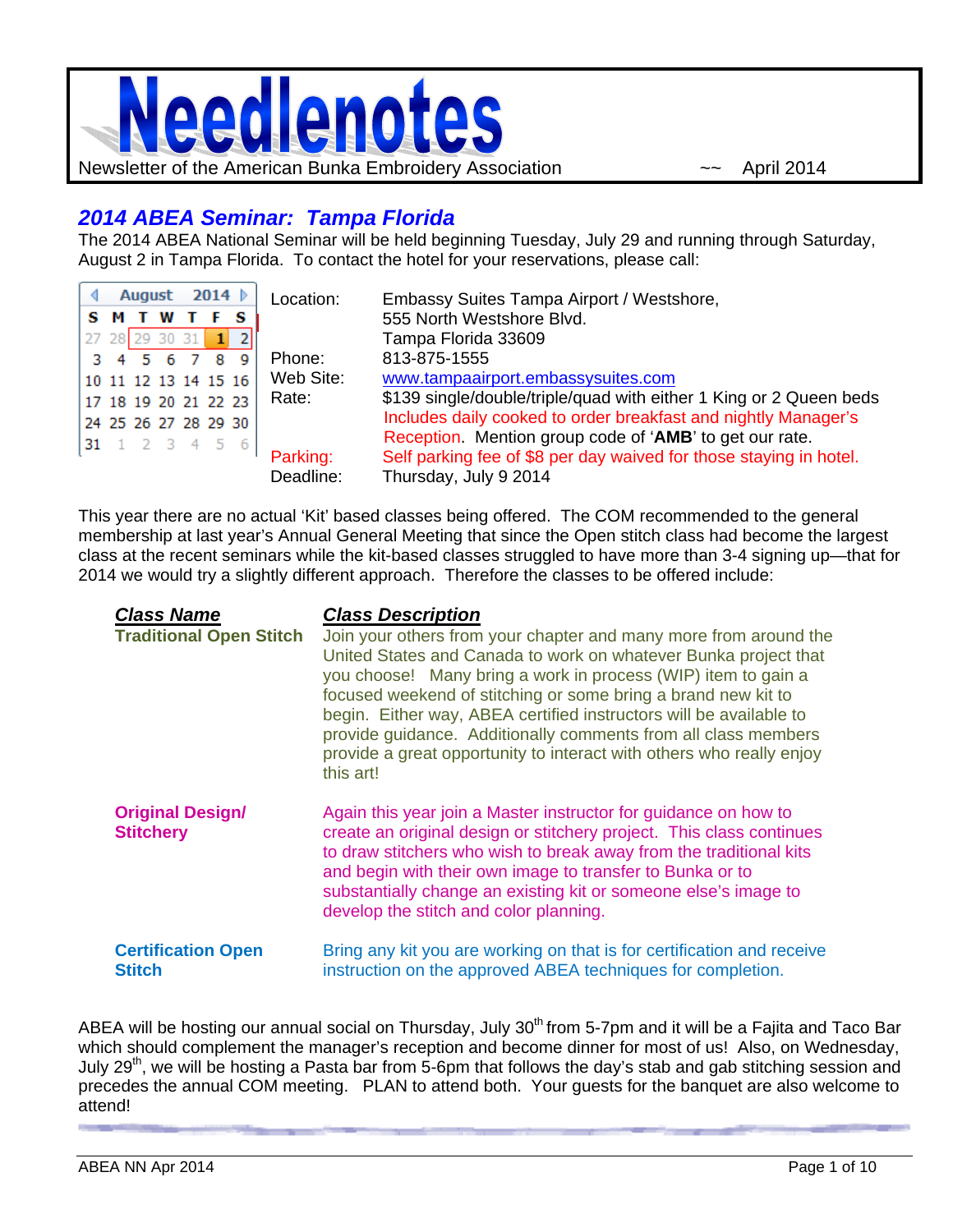# Needlenotes

Newsletter of the American Bunka Embroidery Association ~~ April 2014

## *2014 ABEA Seminar: Tampa Florida*

The 2014 ABEA National Seminar will be held beginning Tuesday, July 29 and running through Saturday, August 2 in Tampa Florida. To contact the hotel for your reservations, please call:

| August 2014 | | | | | | |
|---|---|---|---|---|---|---|
| S | M | T | W | T | F | S |
| 27 | 28 | 29 | 30 | 31 | 1 | 2 |
| 3 | 4 | 5 | 6 | 7 | 8 | 9 |
| 10 | 11 | 12 | 13 | 14 | 15 | 16 |
| 17 | 18 | 19 | 20 | 21 | 22 | 23 |
| 24 | 25 | 26 | 27 | 28 | 29 | 30 |
| 31 | 1 | 2 | 3 | 4 | 5 | 6 |

| | |
|---|---|
| Location: | Embassy Suites Tampa Airport / Westshore, 555 North Westshore Blvd. Tampa Florida 33609 |
| Phone: | 813-875-1555 |
| Web Site: | www.tampaairport.embassysuites.com |
| Rate: | $139 single/double/triple/quad with either 1 King or 2 Queen beds Includes daily cooked to order breakfast and nightly Manager's Reception. Mention group code of '**AMB**' to get our rate. |
| Parking: | Self parking fee of $8 per day waived for those staying in hotel. |
| Deadline: | Thursday, July 9 2014 |

This year there are no actual 'Kit' based classes being offered. The COM recommended to the general membership at last year's Annual General Meeting that since the Open stitch class had become the largest class at the recent seminars while the kit-based classes struggled to have more than 3-4 signing up—that for 2014 we would try a slightly different approach. Therefore the classes to be offered include:

| ***Class Name*** | ***Class Description*** |
|---|---|
| **Traditional Open Stitch** | Join your others from your chapter and many more from around the United States and Canada to work on whatever Bunka project that you choose! Many bring a work in process (WIP) item to gain a focused weekend of stitching or some bring a brand new kit to begin. Either way, ABEA certified instructors will be available to provide guidance. Additionally comments from all class members provide a great opportunity to interact with others who really enjoy this art! |
| **Original Design/ Stitchery** | Again this year join a Master instructor for guidance on how to create an original design or stitchery project. This class continues to draw stitchers who wish to break away from the traditional kits and begin with their own image to transfer to Bunka or to substantially change an existing kit or someone else's image to develop the stitch and color planning. |
| **Certification Open Stitch** | Bring any kit you are working on that is for certification and receive instruction on the approved ABEA techniques for completion. |

ABEA will be hosting our annual social on Thursday, July 30th from 5-7pm and it will be a Fajita and Taco Bar which should complement the manager's reception and become dinner for most of us! Also, on Wednesday, July 29th, we will be hosting a Pasta bar from 5-6pm that follows the day's stab and gab stitching session and precedes the annual COM meeting. PLAN to attend both. Your guests for the banquet are also welcome to attend!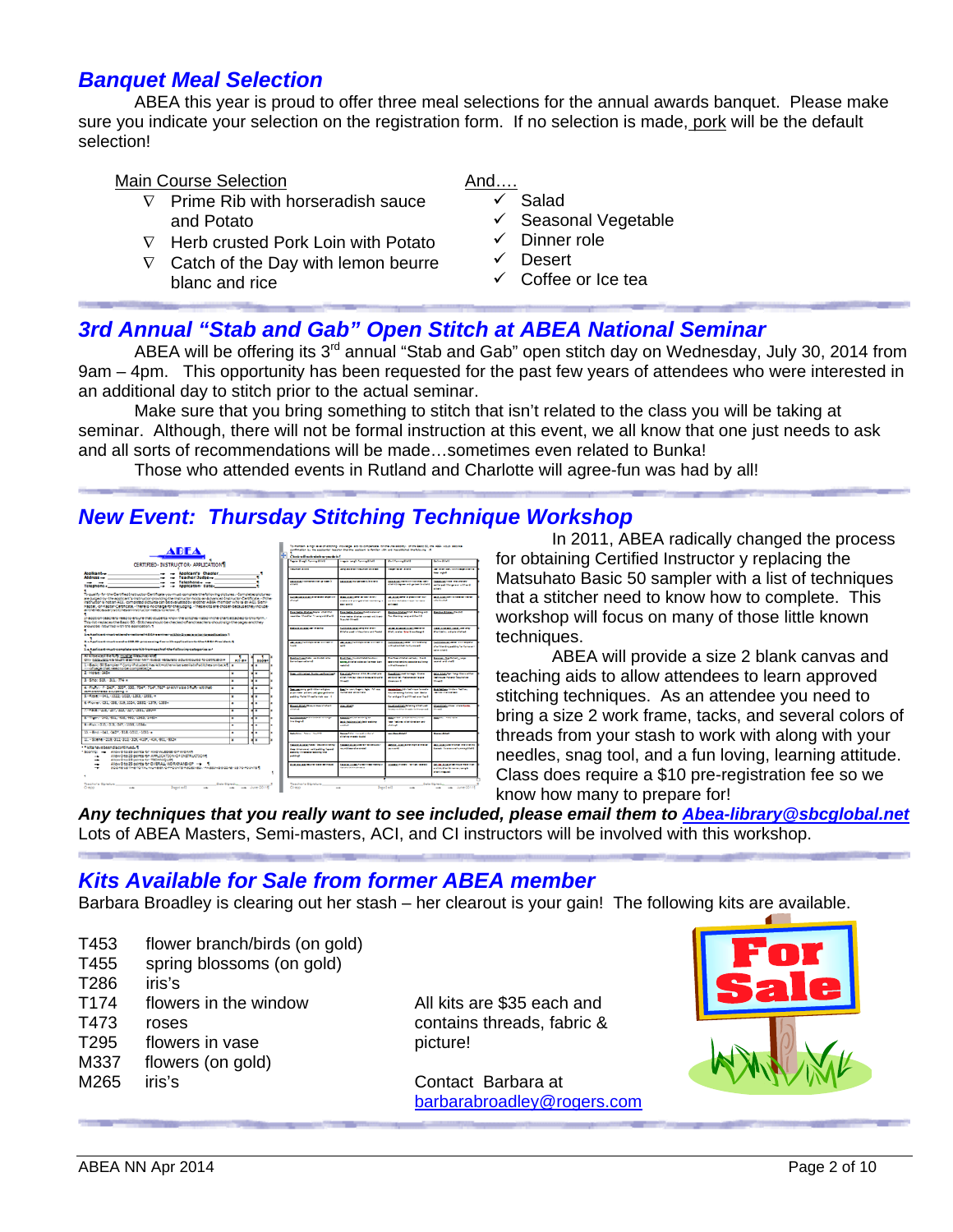## Banquet Meal Selection

ABEA this year is proud to offer three meal selections for the annual awards banquet. Please make sure you indicate your selection on the registration form. If no selection is made, pork will be the default selection!

Main Course Selection

- Prime Rib with horseradish sauce and Potato
- Herb crusted Pork Loin with Potato
- Catch of the Day with lemon beurre blanc and rice

And….

- ✓ Salad
- ✓ Seasonal Vegetable
- ✓ Dinner role
- ✓ Desert
- ✓ Coffee or Ice tea

## 3rd Annual "Stab and Gab" Open Stitch at ABEA National Seminar

ABEA will be offering its 3rd annual "Stab and Gab" open stitch day on Wednesday, July 30, 2014 from 9am – 4pm. This opportunity has been requested for the past few years of attendees who were interested in an additional day to stitch prior to the actual seminar.

Make sure that you bring something to stitch that isn't related to the class you will be taking at seminar. Although, there will not be formal instruction at this event, we all know that one just needs to ask and all sorts of recommendations will be made…sometimes even related to Bunka!

Those who attended events in Rutland and Charlotte will agree-fun was had by all!

## New Event: Thursday Stitching Technique Workshop

In 2011, ABEA radically changed the process for obtaining Certified Instructor y replacing the Matsuhato Basic 50 sampler with a list of techniques that a stitcher need to know how to complete. This workshop will focus on many of those little known techniques.

ABEA will provide a size 2 blank canvas and teaching aids to allow attendees to learn approved stitching techniques. As an attendee you need to bring a size 2 work frame, tacks, and several colors of threads from your stash to work with along with your needles, snag tool, and a fun loving, learning attitude. Class does require a $10 pre-registration fee so we know how many to prepare for!

***Any techniques that you really want to see included, please email them to Abea-library@sbcglobal.net***

Lots of ABEA Masters, Semi-masters, ACI, and CI instructors will be involved with this workshop.

## Kits Available for Sale from former ABEA member

Barbara Broadley is clearing out her stash – her clearout is your gain! The following kits are available.

| | |
|---|---|
| T453 | flower branch/birds (on gold) |
| T455 | spring blossoms (on gold) |
| T286 | iris's |
| T174 | flowers in the window |
| T473 | roses |
| T295 | flowers in vase |
| M337 | flowers (on gold) |
| M265 | iris's |

All kits are $35 each and contains threads, fabric & picture!

Contact Barbara at barbarabroadley@rogers.com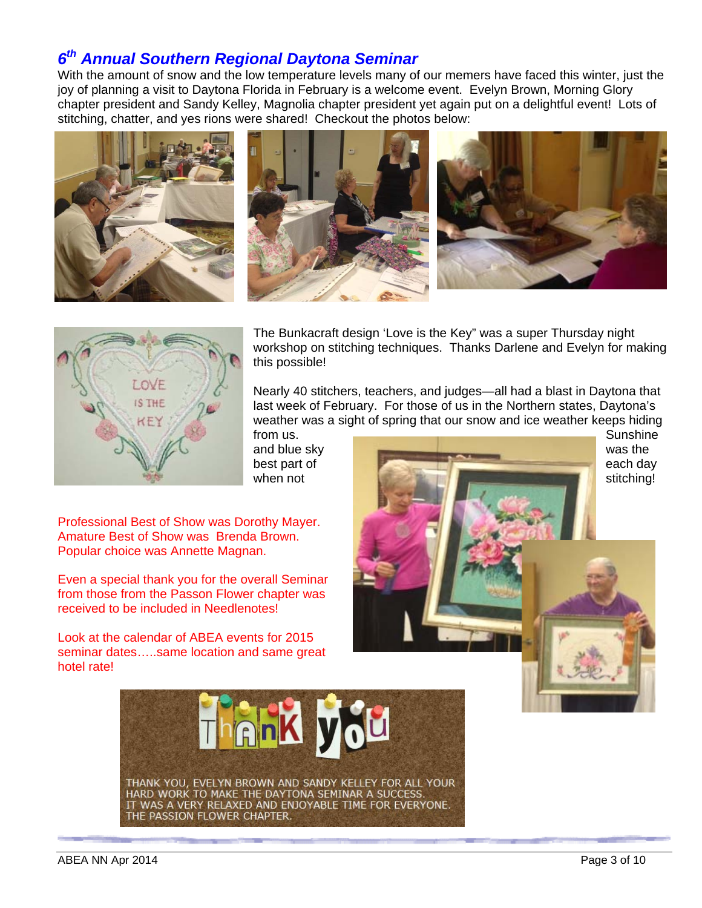## 6th Annual Southern Regional Daytona Seminar

With the amount of snow and the low temperature levels many of our memers have faced this winter, just the joy of planning a visit to Daytona Florida in February is a welcome event. Evelyn Brown, Morning Glory chapter president and Sandy Kelley, Magnolia chapter president yet again put on a delightful event! Lots of stitching, chatter, and yes rions were shared! Checkout the photos below:

The Bunkacraft design 'Love is the Key" was a super Thursday night workshop on stitching techniques. Thanks Darlene and Evelyn for making this possible!

Nearly 40 stitchers, teachers, and judges—all had a blast in Daytona that last week of February. For those of us in the Northern states, Daytona's weather was a sight of spring that our snow and ice weather keeps hiding from us. Sunshine and blue sky was the best part of each day when not stitching!

Professional Best of Show was Dorothy Mayer.
Amature Best of Show was Brenda Brown.
Popular choice was Annette Magnan.

Even a special thank you for the overall Seminar from those from the Passon Flower chapter was received to be included in Needlenotes!

Look at the calendar of ABEA events for 2015 seminar dates…..same location and same great hotel rate!

Thank you

THANK YOU, EVELYN BROWN AND SANDY KELLEY FOR ALL YOUR HARD WORK TO MAKE THE DAYTONA SEMINAR A SUCCESS.
IT WAS A VERY RELAXED AND ENJOYABLE TIME FOR EVERYONE.
THE PASSION FLOWER CHAPTER.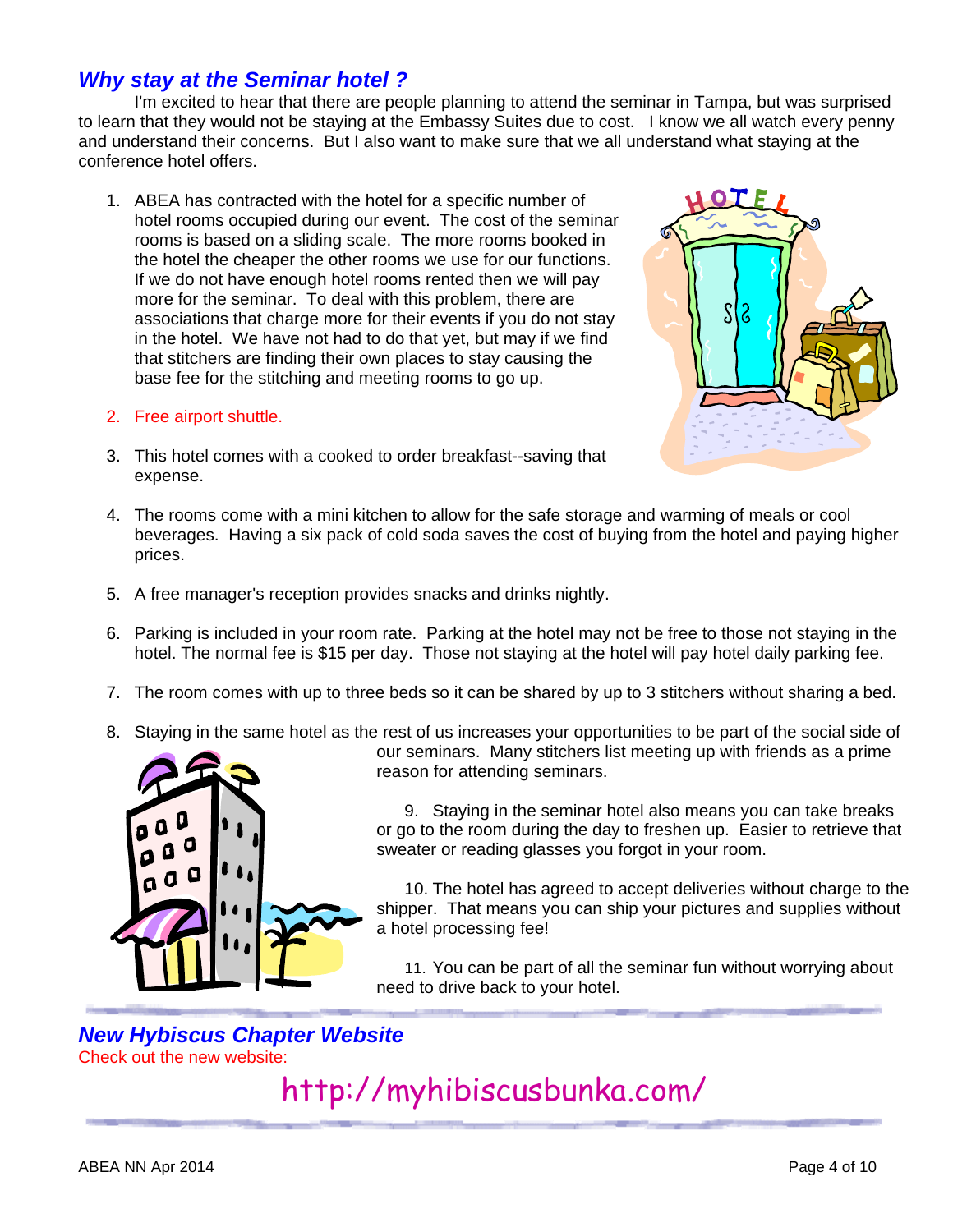## *Why stay at the Seminar hotel ?*

I'm excited to hear that there are people planning to attend the seminar in Tampa, but was surprised to learn that they would not be staying at the Embassy Suites due to cost. I know we all watch every penny and understand their concerns. But I also want to make sure that we all understand what staying at the conference hotel offers.

1. ABEA has contracted with the hotel for a specific number of hotel rooms occupied during our event. The cost of the seminar rooms is based on a sliding scale. The more rooms booked in the hotel the cheaper the other rooms we use for our functions. If we do not have enough hotel rooms rented then we will pay more for the seminar. To deal with this problem, there are associations that charge more for their events if you do not stay in the hotel. We have not had to do that yet, but may if we find that stitchers are finding their own places to stay causing the base fee for the stitching and meeting rooms to go up.
2. Free airport shuttle.
3. This hotel comes with a cooked to order breakfast--saving that expense.
4. The rooms come with a mini kitchen to allow for the safe storage and warming of meals or cool beverages. Having a six pack of cold soda saves the cost of buying from the hotel and paying higher prices.
5. A free manager's reception provides snacks and drinks nightly.
6. Parking is included in your room rate. Parking at the hotel may not be free to those not staying in the hotel. The normal fee is $15 per day. Those not staying at the hotel will pay hotel daily parking fee.
7. The room comes with up to three beds so it can be shared by up to 3 stitchers without sharing a bed.
8. Staying in the same hotel as the rest of us increases your opportunities to be part of the social side of our seminars. Many stitchers list meeting up with friends as a prime reason for attending seminars.
9. Staying in the seminar hotel also means you can take breaks or go to the room during the day to freshen up. Easier to retrieve that sweater or reading glasses you forgot in your room.
10. The hotel has agreed to accept deliveries without charge to the shipper. That means you can ship your pictures and supplies without a hotel processing fee!
11. You can be part of all the seminar fun without worrying about need to drive back to your hotel.

## *New Hybiscus Chapter Website*

Check out the new website:

http://myhibiscusbunka.com/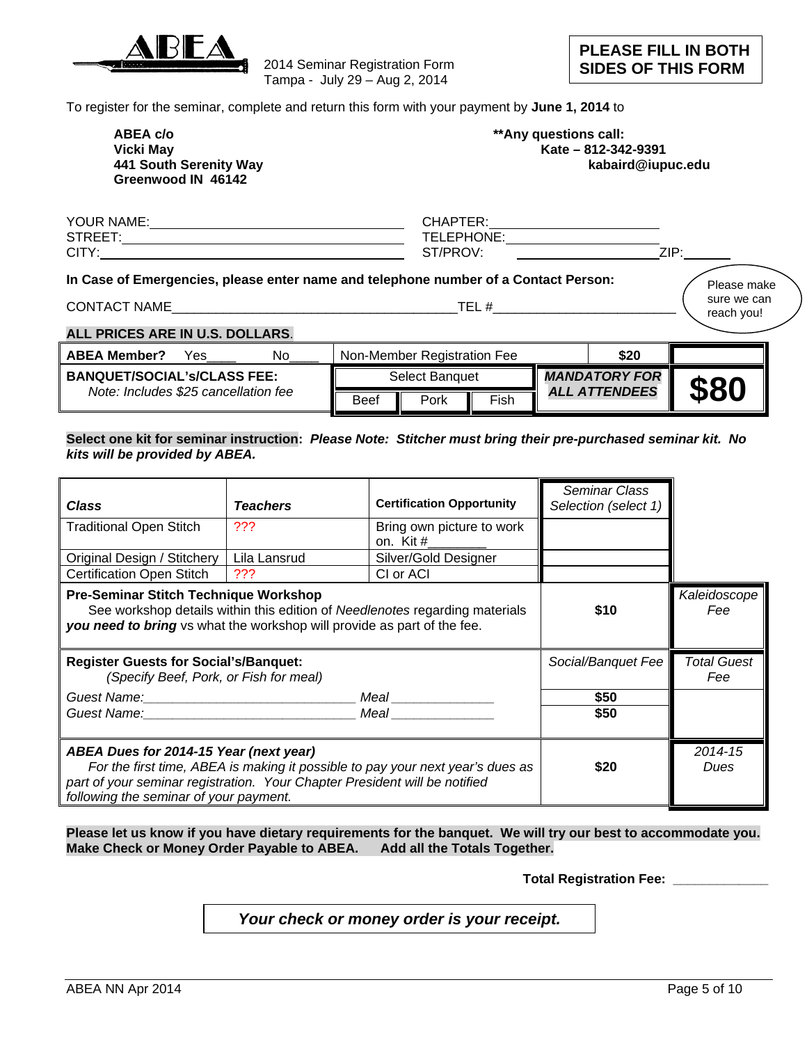ABEA

2014 Seminar Registration Form
Tampa - July 29 – Aug 2, 2014

**PLEASE FILL IN BOTH SIDES OF THIS FORM**

To register for the seminar, complete and return this form with your payment by **June 1, 2014** to

**ABEA c/o**
**Vicki May**
**441 South Serenity Way**
**Greenwood IN 46142**

**\*\*Any questions call:**
**Kate – 812-342-9391**
**kabaird@iupuc.edu**

YOUR NAME:______________________________ CHAPTER:______________________
STREET:______________________________ TELEPHONE:______________________
CITY:______________________________ ST/PROV: ______________________ ZIP:________

**In Case of Emergencies, please enter name and telephone number of a Contact Person:**

CONTACT NAME_______________________________________ TEL #_________________________

Please make sure we can reach you!

**ALL PRICES ARE IN U.S. DOLLARS.**

| | | | |
|---|---|---|---|
| **ABEA Member?** Yes____ No____ | Non-Member Registration Fee | **$20** | |
| **BANQUET/SOCIAL's/CLASS FEE:** *Note: Includes $25 cancellation fee* | Select Banquet: Beef / Pork / Fish | ***MANDATORY FOR ALL ATTENDEES*** | **$80** |

**Select one kit for seminar instruction:** ***Please Note: Stitcher must bring their pre-purchased seminar kit. No kits will be provided by ABEA.***

| ***Class*** | ***Teachers*** | **Certification Opportunity** | *Seminar Class Selection (select 1)* | |
|---|---|---|---|---|
| Traditional Open Stitch | ??? | Bring own picture to work on. Kit #________ | | |
| Original Design / Stitchery | Lila Lansrud | Silver/Gold Designer | | |
| Certification Open Stitch | ??? | CI or ACI | | |
| **Pre-Seminar Stitch Technique Workshop** See workshop details within this edition of *Needlenotes* regarding materials ***you need to bring*** vs what the workshop will provide as part of the fee. | | | **$10** | *Kaleidoscope Fee* |
| **Register Guests for Social's/Banquet:** *(Specify Beef, Pork, or Fish for meal)* | | | *Social/Banquet Fee* | *Total Guest Fee* |
| *Guest Name:______________________________ Meal ______________* | | | **$50** | |
| *Guest Name:______________________________ Meal ______________* | | | **$50** | |
| ***ABEA Dues for 2014-15 Year (next year)*** *For the first time, ABEA is making it possible to pay your next year's dues as part of your seminar registration. Your Chapter President will be notified following the seminar of your payment.* | | | **$20** | *2014-15 Dues* |

**Please let us know if you have dietary requirements for the banquet. We will try our best to accommodate you. Make Check or Money Order Payable to ABEA. Add all the Totals Together.**

**Total Registration Fee: ____________**

***Your check or money order is your receipt.***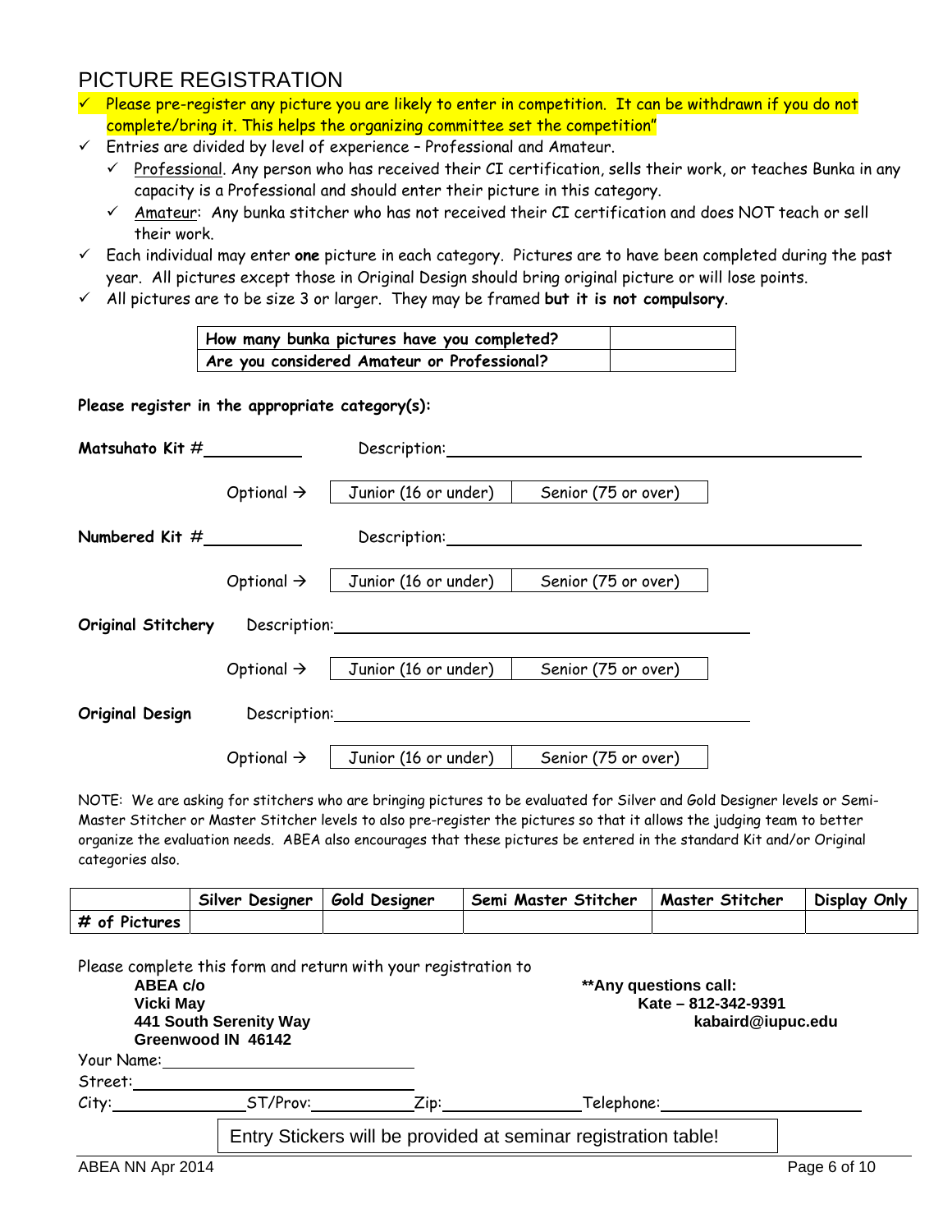## PICTURE REGISTRATION

- ✓ Please pre-register any picture you are likely to enter in competition. It can be withdrawn if you do not complete/bring it. This helps the organizing committee set the competition"
- ✓ Entries are divided by level of experience – Professional and Amateur.
  - ✓ Professional. Any person who has received their CI certification, sells their work, or teaches Bunka in any capacity is a Professional and should enter their picture in this category.
  - ✓ Amateur: Any bunka stitcher who has not received their CI certification and does NOT teach or sell their work.
- ✓ Each individual may enter **one** picture in each category. Pictures are to have been completed during the past year. All pictures except those in Original Design should bring original picture or will lose points.
- ✓ All pictures are to be size 3 or larger. They may be framed **but it is not compulsory**.

| How many bunka pictures have you completed? | |
|---|---|
| Are you considered Amateur or Professional? | |

**Please register in the appropriate category(s):**

**Matsuhato Kit #**__________ Description:______________________________

Optional → | Junior (16 or under) | Senior (75 or over) |

**Numbered Kit #**__________ Description:______________________________

Optional → | Junior (16 or under) | Senior (75 or over) |

**Original Stitchery** Description:______________________________

Optional → | Junior (16 or under) | Senior (75 or over) |

**Original Design** Description:______________________________

Optional → | Junior (16 or under) | Senior (75 or over) |

NOTE: We are asking for stitchers who are bringing pictures to be evaluated for Silver and Gold Designer levels or Semi-Master Stitcher or Master Stitcher levels to also pre-register the pictures so that it allows the judging team to better organize the evaluation needs. ABEA also encourages that these pictures be entered in the standard Kit and/or Original categories also.

| | Silver Designer | Gold Designer | Semi Master Stitcher | Master Stitcher | Display Only |
|---|---|---|---|---|---|
| # of Pictures | | | | | |

Please complete this form and return with your registration to

**ABEA c/o**
**Vicki May**
**441 South Serenity Way**
**Greenwood IN 46142**

****Any questions call:**
**Kate – 812-342-9391**
**kabaird@iupuc.edu**

Your Name:______________________________
Street:______________________________
City:______________ ST/Prov:__________ Zip:______________ Telephone:______________________

Entry Stickers will be provided at seminar registration table!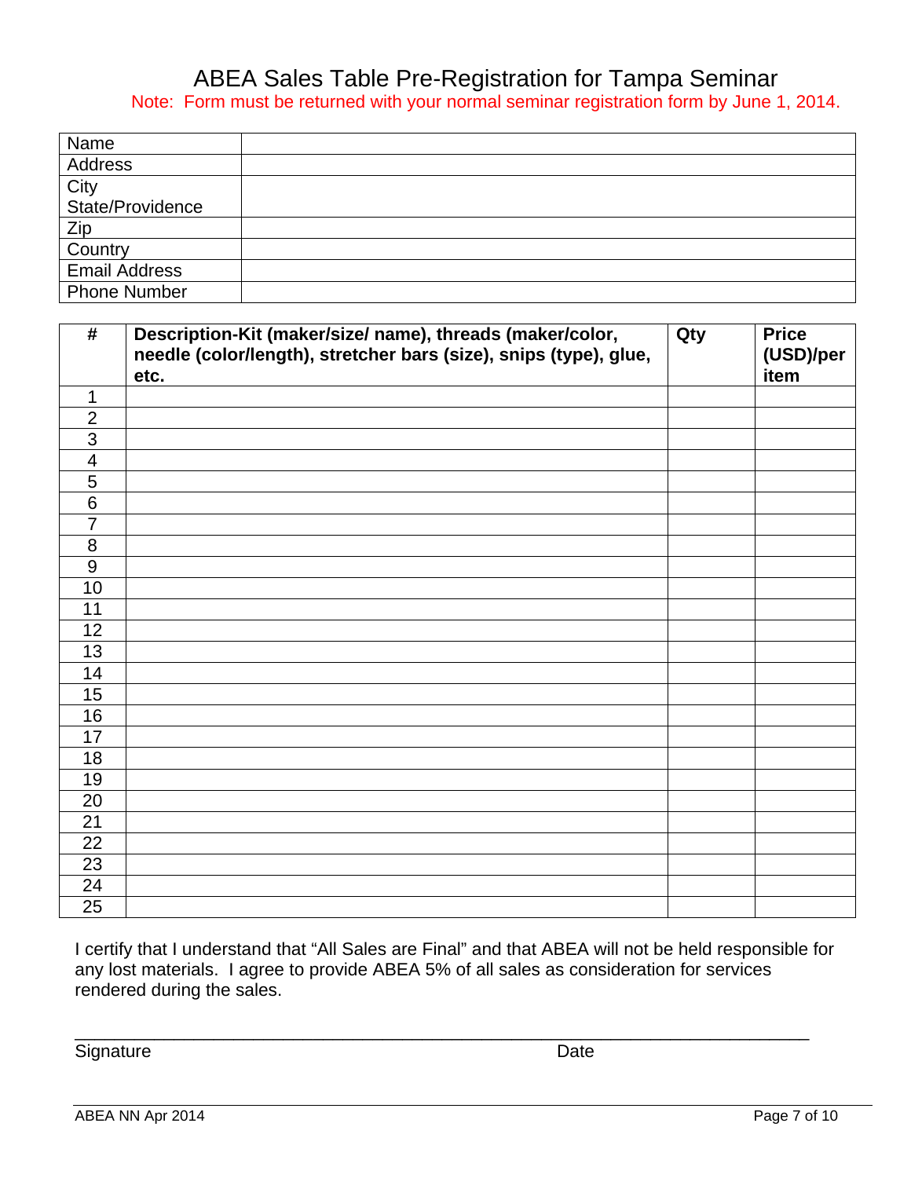# ABEA Sales Table Pre-Registration for Tampa Seminar

Note: Form must be returned with your normal seminar registration form by June 1, 2014.

| | |
|---|---|
| Name | |
| Address | |
| City<br>State/Providence | |
| Zip | |
| Country | |
| Email Address | |
| Phone Number | |

| # | Description-Kit (maker/size/ name), threads (maker/color, needle (color/length), stretcher bars (size), snips (type), glue, etc. | Qty | Price (USD)/per item |
|---|---|---|---|
| 1 | | | |
| 2 | | | |
| 3 | | | |
| 4 | | | |
| 5 | | | |
| 6 | | | |
| 7 | | | |
| 8 | | | |
| 9 | | | |
| 10 | | | |
| 11 | | | |
| 12 | | | |
| 13 | | | |
| 14 | | | |
| 15 | | | |
| 16 | | | |
| 17 | | | |
| 18 | | | |
| 19 | | | |
| 20 | | | |
| 21 | | | |
| 22 | | | |
| 23 | | | |
| 24 | | | |
| 25 | | | |

I certify that I understand that “All Sales are Final” and that ABEA will not be held responsible for any lost materials. I agree to provide ABEA 5% of all sales as consideration for services rendered during the sales.

_______________________________________________________________________

Signature                                                                                    Date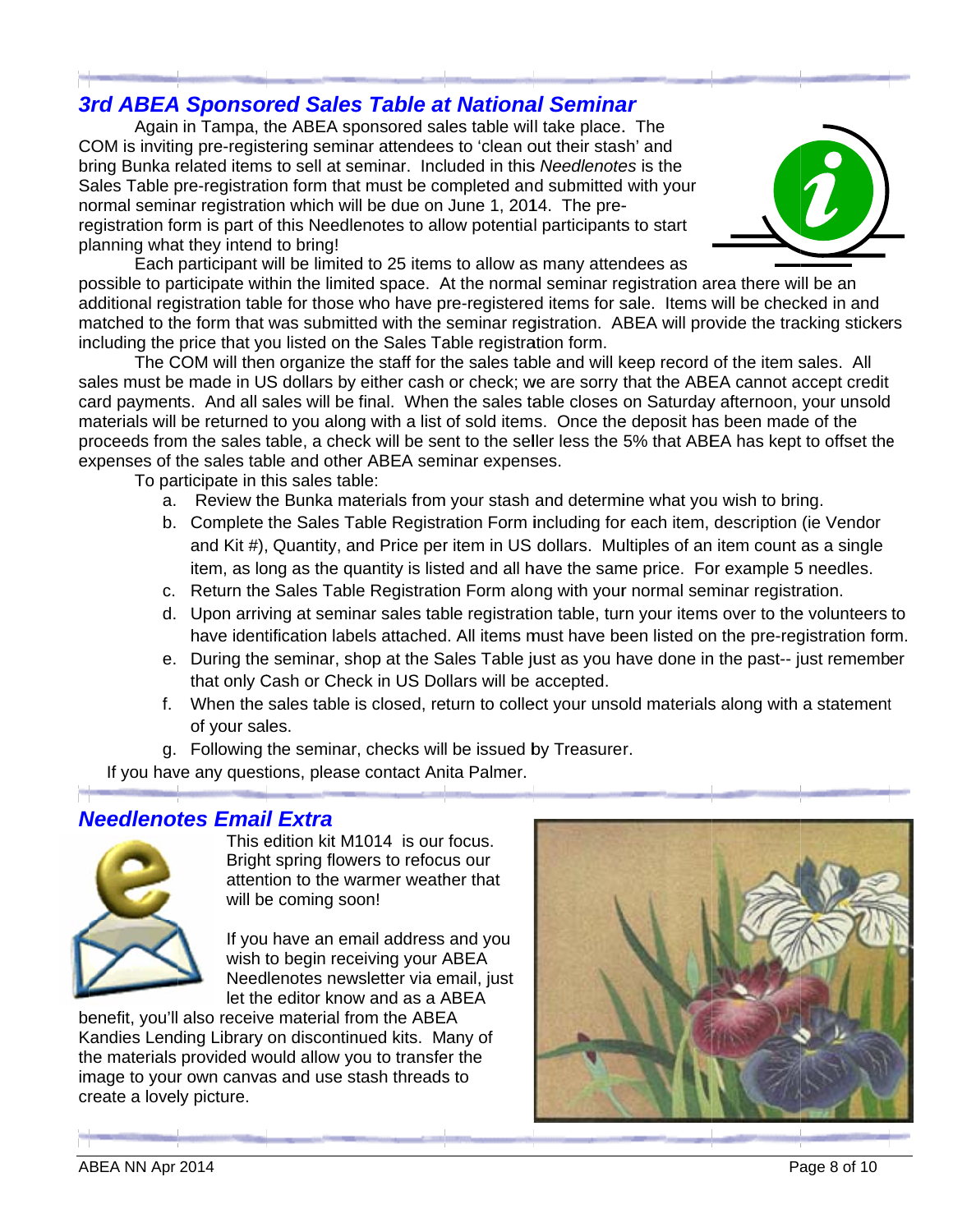## *3rd ABEA Sponsored Sales Table at National Seminar*

Again in Tampa, the ABEA sponsored sales table will take place. The COM is inviting pre-registering seminar attendees to 'clean out their stash' and bring Bunka related items to sell at seminar. Included in this *Needlenotes* is the Sales Table pre-registration form that must be completed and submitted with your normal seminar registration which will be due on June 1, 2014. The pre-registration form is part of this Needlenotes to allow potential participants to start planning what they intend to bring!

Each participant will be limited to 25 items to allow as many attendees as possible to participate within the limited space. At the normal seminar registration area there will be an additional registration table for those who have pre-registered items for sale. Items will be checked in and matched to the form that was submitted with the seminar registration. ABEA will provide the tracking stickers including the price that you listed on the Sales Table registration form.

The COM will then organize the staff for the sales table and will keep record of the item sales. All sales must be made in US dollars by either cash or check; we are sorry that the ABEA cannot accept credit card payments. And all sales will be final. When the sales table closes on Saturday afternoon, your unsold materials will be returned to you along with a list of sold items. Once the deposit has been made of the proceeds from the sales table, a check will be sent to the seller less the 5% that ABEA has kept to offset the expenses of the sales table and other ABEA seminar expenses.

To participate in this sales table:

a. Review the Bunka materials from your stash and determine what you wish to bring.
b. Complete the Sales Table Registration Form including for each item, description (ie Vendor and Kit #), Quantity, and Price per item in US dollars. Multiples of an item count as a single item, as long as the quantity is listed and all have the same price. For example 5 needles.
c. Return the Sales Table Registration Form along with your normal seminar registration.
d. Upon arriving at seminar sales table registration table, turn your items over to the volunteers to have identification labels attached. All items must have been listed on the pre-registration form.
e. During the seminar, shop at the Sales Table just as you have done in the past-- just remember that only Cash or Check in US Dollars will be accepted.
f. When the sales table is closed, return to collect your unsold materials along with a statement of your sales.
g. Following the seminar, checks will be issued by Treasurer.

If you have any questions, please contact Anita Palmer.

## *Needlenotes Email Extra*

This edition kit M1014 is our focus. Bright spring flowers to refocus our attention to the warmer weather that will be coming soon!

If you have an email address and you wish to begin receiving your ABEA Needlenotes newsletter via email, just let the editor know and as a ABEA benefit, you'll also receive material from the ABEA Kandies Lending Library on discontinued kits. Many of the materials provided would allow you to transfer the image to your own canvas and use stash threads to create a lovely picture.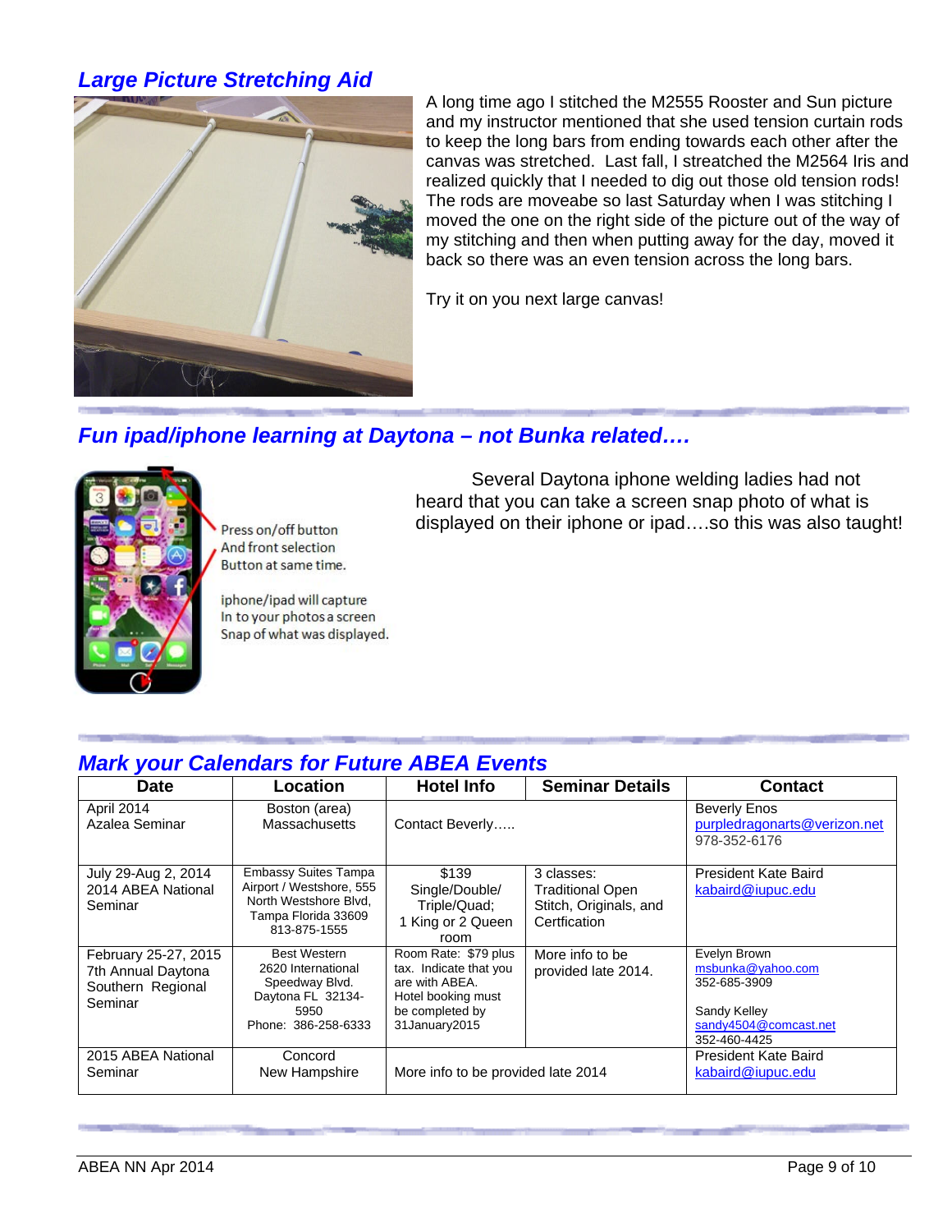## *Large Picture Stretching Aid*

A long time ago I stitched the M2555 Rooster and Sun picture and my instructor mentioned that she used tension curtain rods to keep the long bars from ending towards each other after the canvas was stretched. Last fall, I streatched the M2564 Iris and realized quickly that I needed to dig out those old tension rods! The rods are moveabe so last Saturday when I was stitching I moved the one on the right side of the picture out of the way of my stitching and then when putting away for the day, moved it back so there was an even tension across the long bars.

Try it on you next large canvas!

## *Fun ipad/iphone learning at Daytona – not Bunka related….*

Press on/off button
And front selection
Button at same time.

iphone/ipad will capture
In to your photos a screen
Snap of what was displayed.

Several Daytona iphone welding ladies had not heard that you can take a screen snap photo of what is displayed on their iphone or ipad….so this was also taught!

## *Mark your Calendars for Future ABEA Events*

| Date | Location | Hotel Info | Seminar Details | Contact |
|---|---|---|---|---|
| April 2014 Azalea Seminar | Boston (area) Massachusetts | Contact Beverly….. | | Beverly Enos purpledragonarts@verizon.net 978-352-6176 |
| July 29-Aug 2, 2014 2014 ABEA National Seminar | Embassy Suites Tampa Airport / Westshore, 555 North Westshore Blvd, Tampa Florida 33609 813-875-1555 | $139 Single/Double/ Triple/Quad; 1 King or 2 Queen room | 3 classes: Traditional Open Stitch, Originals, and Certfication | President Kate Baird kabaird@iupuc.edu |
| February 25-27, 2015 7th Annual Daytona Southern Regional Seminar | Best Western 2620 International Speedway Blvd. Daytona FL 32134-5950 Phone: 386-258-6333 | Room Rate: $79 plus tax. Indicate that you are with ABEA. Hotel booking must be completed by 31January2015 | More info to be provided late 2014. | Evelyn Brown msbunka@yahoo.com 352-685-3909<br><br>Sandy Kelley sandy4504@comcast.net 352-460-4425 |
| 2015 ABEA National Seminar | Concord New Hampshire | More info to be provided late 2014 | | President Kate Baird kabaird@iupuc.edu |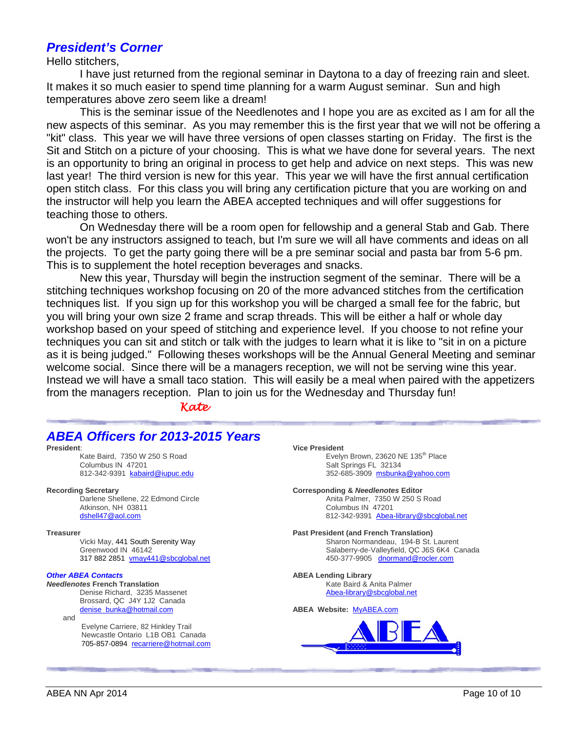## *President's Corner*

Hello stitchers,

I have just returned from the regional seminar in Daytona to a day of freezing rain and sleet. It makes it so much easier to spend time planning for a warm August seminar. Sun and high temperatures above zero seem like a dream!

This is the seminar issue of the Needlenotes and I hope you are as excited as I am for all the new aspects of this seminar. As you may remember this is the first year that we will not be offering a "kit" class. This year we will have three versions of open classes starting on Friday. The first is the Sit and Stitch on a picture of your choosing. This is what we have done for several years. The next is an opportunity to bring an original in process to get help and advice on next steps. This was new last year! The third version is new for this year. This year we will have the first annual certification open stitch class. For this class you will bring any certification picture that you are working on and the instructor will help you learn the ABEA accepted techniques and will offer suggestions for teaching those to others.

On Wednesday there will be a room open for fellowship and a general Stab and Gab. There won't be any instructors assigned to teach, but I'm sure we will all have comments and ideas on all the projects. To get the party going there will be a pre seminar social and pasta bar from 5-6 pm. This is to supplement the hotel reception beverages and snacks.

New this year, Thursday will begin the instruction segment of the seminar. There will be a stitching techniques workshop focusing on 20 of the more advanced stitches from the certification techniques list. If you sign up for this workshop you will be charged a small fee for the fabric, but you will bring your own size 2 frame and scrap threads. This will be either a half or whole day workshop based on your speed of stitching and experience level. If you choose to not refine your techniques you can sit and stitch or talk with the judges to learn what it is like to "sit in on a picture as it is being judged." Following theses workshops will be the Annual General Meeting and seminar welcome social. Since there will be a managers reception, we will not be serving wine this year. Instead we will have a small taco station. This will easily be a meal when paired with the appetizers from the managers reception. Plan to join us for the Wednesday and Thursday fun!

*Kate*

## *ABEA Officers for 2013-2015 Years*

**President**:
Kate Baird, 7350 W 250 S Road
Columbus IN 47201
812-342-9391 kabaird@iupuc.edu

**Recording Secretary**
Darlene Shellene, 22 Edmond Circle
Atkinson, NH 03811
dshell47@aol.com

**Treasurer**
Vicki May, 441 South Serenity Way
Greenwood IN 46142
317 882 2851 vmay441@sbcglobal.net

***Other ABEA Contacts***

***Needlenotes* French Translation**
Denise Richard, 3235 Massenet
Brossard, QC J4Y 1J2 Canada
denise_bunka@hotmail.com

and

Evelyne Carriere, 82 Hinkley Trail
Newcastle Ontario L1B OB1 Canada
705-857-0894 recarriere@hotmail.com

**Vice President**
Evelyn Brown, 23620 NE 135th Place
Salt Springs FL 32134
352-685-3909 msbunka@yahoo.com

**Corresponding & *Needlenotes* Editor**
Anita Palmer, 7350 W 250 S Road
Columbus IN 47201
812-342-9391 Abea-library@sbcglobal.net

**Past President (and French Translation)**
Sharon Normandeau, 194-B St. Laurent
Salaberry-de-Valleyfield, QC J6S 6K4 Canada
450-377-9905 dnormand@rocler.com

**ABEA Lending Library**
Kate Baird & Anita Palmer
Abea-library@sbcglobal.net

**ABEA Website:** MyABEA.com

ABEA